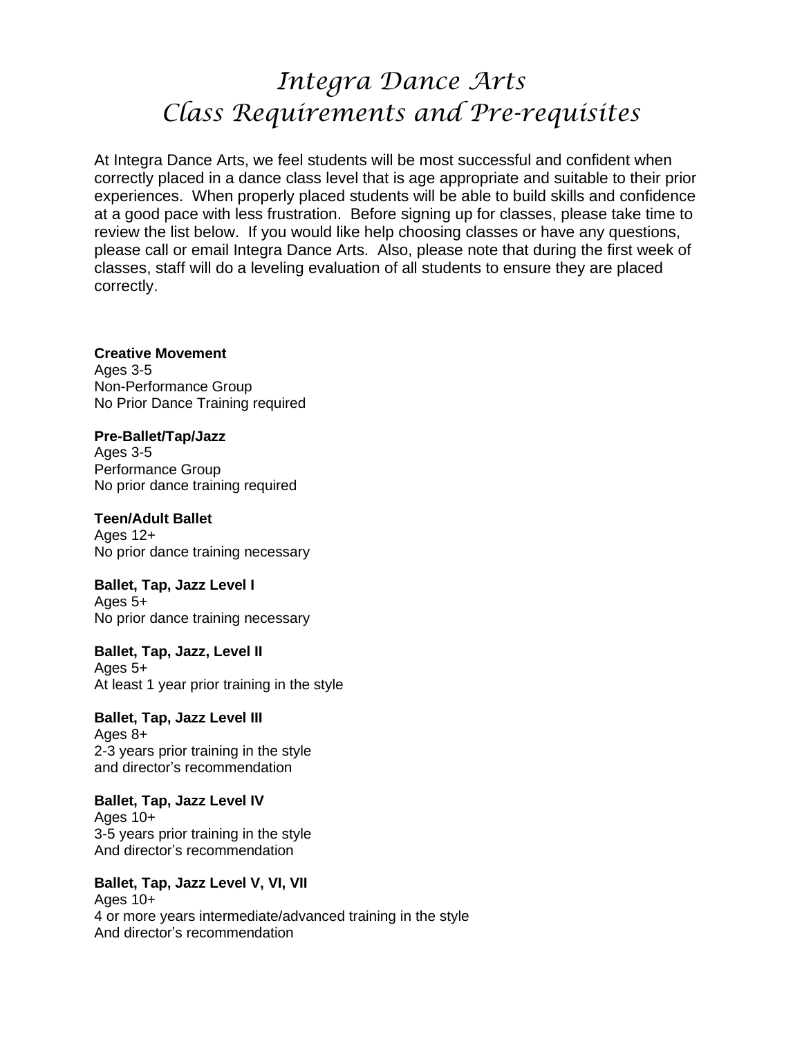# Integra Dance Arts
# Class Requirements and Pre-requisites

At Integra Dance Arts, we feel students will be most successful and confident when correctly placed in a dance class level that is age appropriate and suitable to their prior experiences. When properly placed students will be able to build skills and confidence at a good pace with less frustration. Before signing up for classes, please take time to review the list below. If you would like help choosing classes or have any questions, please call or email Integra Dance Arts. Also, please note that during the first week of classes, staff will do a leveling evaluation of all students to ensure they are placed correctly.

**Creative Movement**
Ages 3-5
Non-Performance Group
No Prior Dance Training required

**Pre-Ballet/Tap/Jazz**
Ages 3-5
Performance Group
No prior dance training required

**Teen/Adult Ballet**
Ages 12+
No prior dance training necessary

**Ballet, Tap, Jazz Level I**
Ages 5+
No prior dance training necessary

**Ballet, Tap, Jazz, Level II**
Ages 5+
At least 1 year prior training in the style

**Ballet, Tap, Jazz Level III**
Ages 8+
2-3 years prior training in the style
and director's recommendation

**Ballet, Tap, Jazz Level IV**
Ages 10+
3-5 years prior training in the style
And director's recommendation

**Ballet, Tap, Jazz Level V, VI, VII**
Ages 10+
4 or more years intermediate/advanced training in the style
And director's recommendation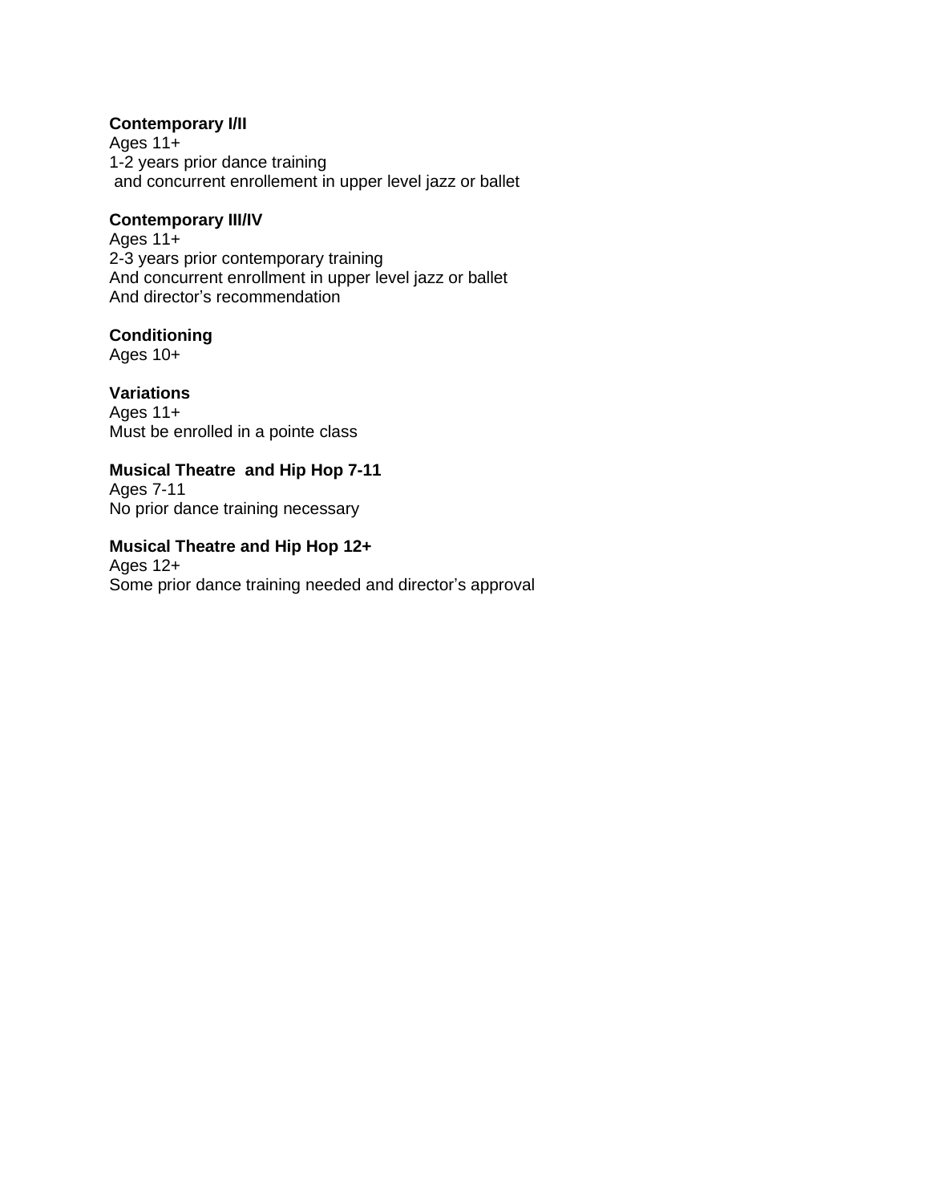**Contemporary I/II**
Ages 11+
1-2 years prior dance training
and concurrent enrollement in upper level jazz or ballet

**Contemporary III/IV**
Ages 11+
2-3 years prior contemporary training
And concurrent enrollment in upper level jazz or ballet
And director's recommendation

**Conditioning**
Ages 10+

**Variations**
Ages 11+
Must be enrolled in a pointe class

**Musical Theatre and Hip Hop 7-11**
Ages 7-11
No prior dance training necessary

**Musical Theatre and Hip Hop 12+**
Ages 12+
Some prior dance training needed and director's approval